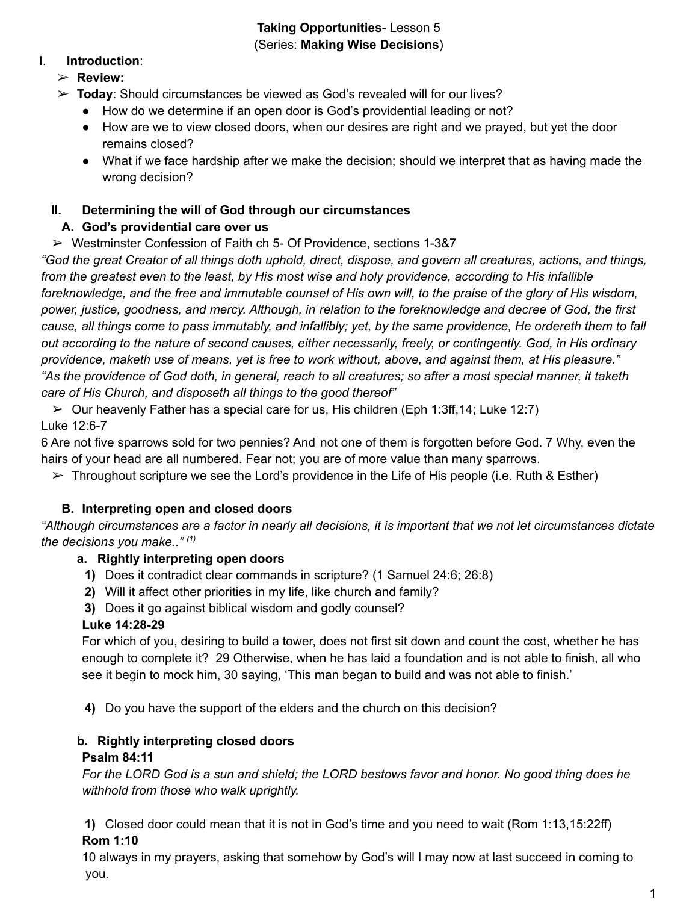**Taking Opportunities**- Lesson 5
(Series: **Making Wise Decisions**)

I. **Introduction**:

- **Review:**
- **Today**: Should circumstances be viewed as God's revealed will for our lives?
  - How do we determine if an open door is God's providential leading or not?
  - How are we to view closed doors, when our desires are right and we prayed, but yet the door remains closed?
  - What if we face hardship after we make the decision; should we interpret that as having made the wrong decision?

## II. Determining the will of God through our circumstances

### A. God's providential care over us

- Westminster Confession of Faith ch 5- Of Providence, sections 1-3&7

*"God the great Creator of all things doth uphold, direct, dispose, and govern all creatures, actions, and things, from the greatest even to the least, by His most wise and holy providence, according to His infallible foreknowledge, and the free and immutable counsel of His own will, to the praise of the glory of His wisdom, power, justice, goodness, and mercy. Although, in relation to the foreknowledge and decree of God, the first cause, all things come to pass immutably, and infallibly; yet, by the same providence, He ordereth them to fall out according to the nature of second causes, either necessarily, freely, or contingently. God, in His ordinary providence, maketh use of means, yet is free to work without, above, and against them, at His pleasure."*
*"As the providence of God doth, in general, reach to all creatures; so after a most special manner, it taketh care of His Church, and disposeth all things to the good thereof"*

- Our heavenly Father has a special care for us, His children (Eph 1:3ff,14; Luke 12:7)

Luke 12:6-7
6 Are not five sparrows sold for two pennies? And not one of them is forgotten before God. 7 Why, even the hairs of your head are all numbered. Fear not; you are of more value than many sparrows.

- Throughout scripture we see the Lord's providence in the Life of His people (i.e. Ruth & Esther)

### B. Interpreting open and closed doors

*"Although circumstances are a factor in nearly all decisions, it is important that we not let circumstances dictate the decisions you make.." (1)*

**a. Rightly interpreting open doors**

1) Does it contradict clear commands in scripture? (1 Samuel 24:6; 26:8)
2) Will it affect other priorities in my life, like church and family?
3) Does it go against biblical wisdom and godly counsel?

**Luke 14:28-29**
For which of you, desiring to build a tower, does not first sit down and count the cost, whether he has enough to complete it? 29 Otherwise, when he has laid a foundation and is not able to finish, all who see it begin to mock him, 30 saying, 'This man began to build and was not able to finish.'

4) Do you have the support of the elders and the church on this decision?

**b. Rightly interpreting closed doors**

**Psalm 84:11**
*For the LORD God is a sun and shield; the LORD bestows favor and honor. No good thing does he withhold from those who walk uprightly.*

1) Closed door could mean that it is not in God's time and you need to wait (Rom 1:13,15:22ff)

**Rom 1:10**
10 always in my prayers, asking that somehow by God's will I may now at last succeed in coming to you.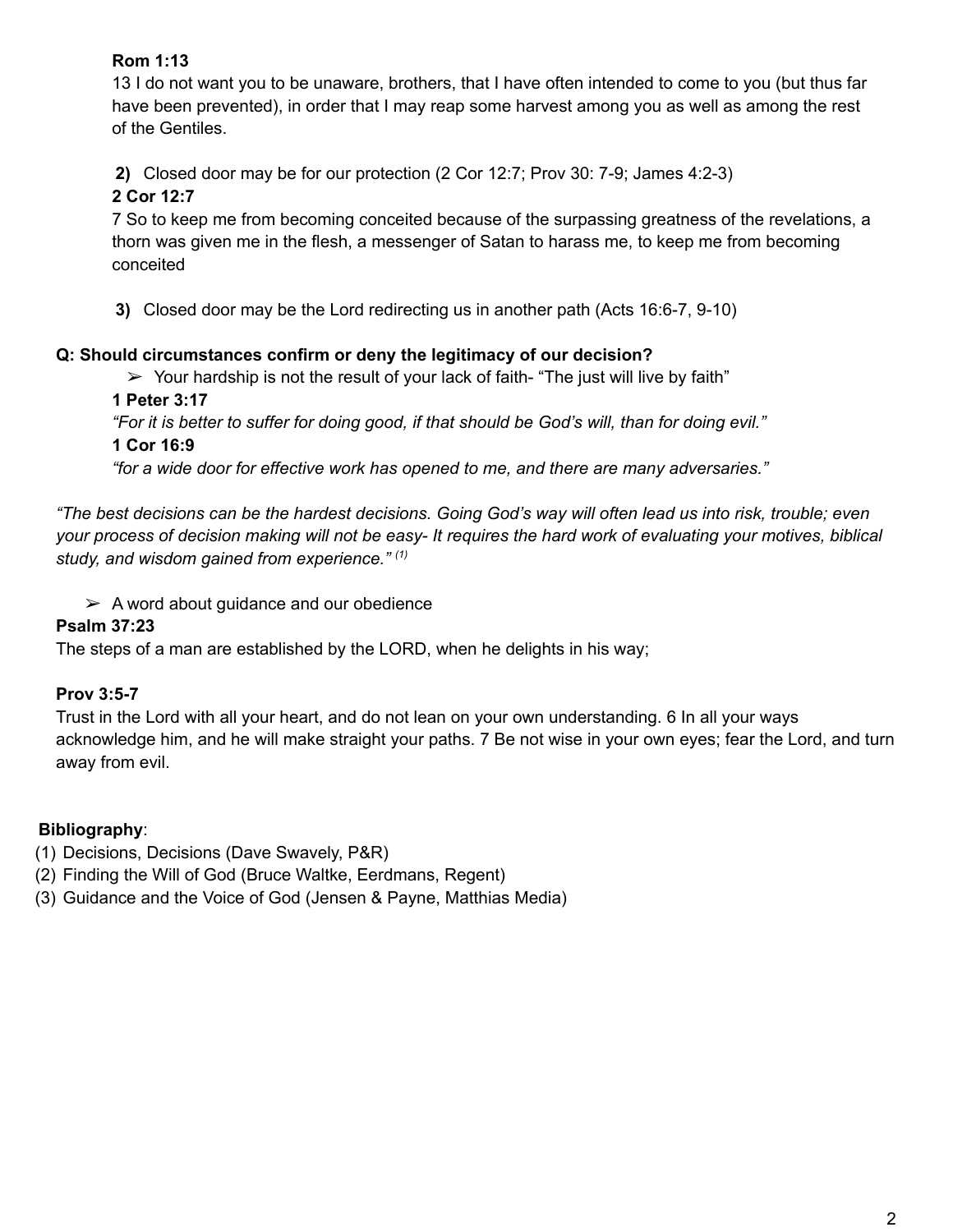**Rom 1:13**
13 I do not want you to be unaware, brothers, that I have often intended to come to you (but thus far have been prevented), in order that I may reap some harvest among you as well as among the rest of the Gentiles.

**2)** Closed door may be for our protection (2 Cor 12:7; Prov 30: 7-9; James 4:2-3)

**2 Cor 12:7**
7 So to keep me from becoming conceited because of the surpassing greatness of the revelations, a thorn was given me in the flesh, a messenger of Satan to harass me, to keep me from becoming conceited

**3)** Closed door may be the Lord redirecting us in another path (Acts 16:6-7, 9-10)

**Q: Should circumstances confirm or deny the legitimacy of our decision?**

- Your hardship is not the result of your lack of faith- "The just will live by faith"

**1 Peter 3:17**
*"For it is better to suffer for doing good, if that should be God's will, than for doing evil."*

**1 Cor 16:9**
*"for a wide door for effective work has opened to me, and there are many adversaries."*

*"The best decisions can be the hardest decisions. Going God's way will often lead us into risk, trouble; even your process of decision making will not be easy- It requires the hard work of evaluating your motives, biblical study, and wisdom gained from experience."* [1]

- A word about guidance and our obedience

**Psalm 37:23**
The steps of a man are established by the LORD, when he delights in his way;

**Prov 3:5-7**
Trust in the Lord with all your heart, and do not lean on your own understanding. 6 In all your ways acknowledge him, and he will make straight your paths. 7 Be not wise in your own eyes; fear the Lord, and turn away from evil.

**Bibliography**:

(1) Decisions, Decisions (Dave Swavely, P&R)
(2) Finding the Will of God (Bruce Waltke, Eerdmans, Regent)
(3) Guidance and the Voice of God (Jensen & Payne, Matthias Media)